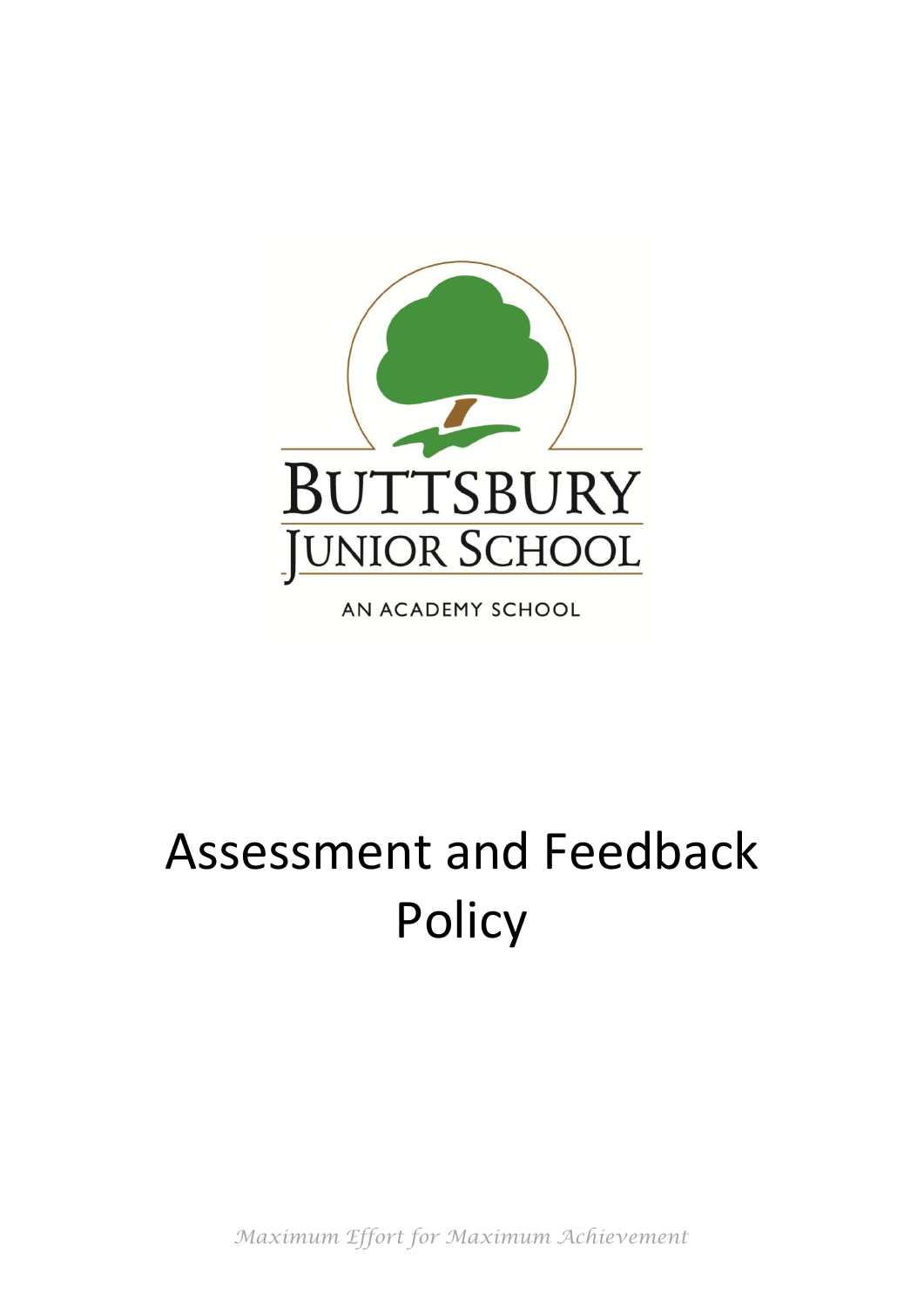BUTTSBURY

JUNIOR SCHOOL

AN ACADEMY SCHOOL

# Assessment and Feedback Policy

*Maximum Effort for Maximum Achievement*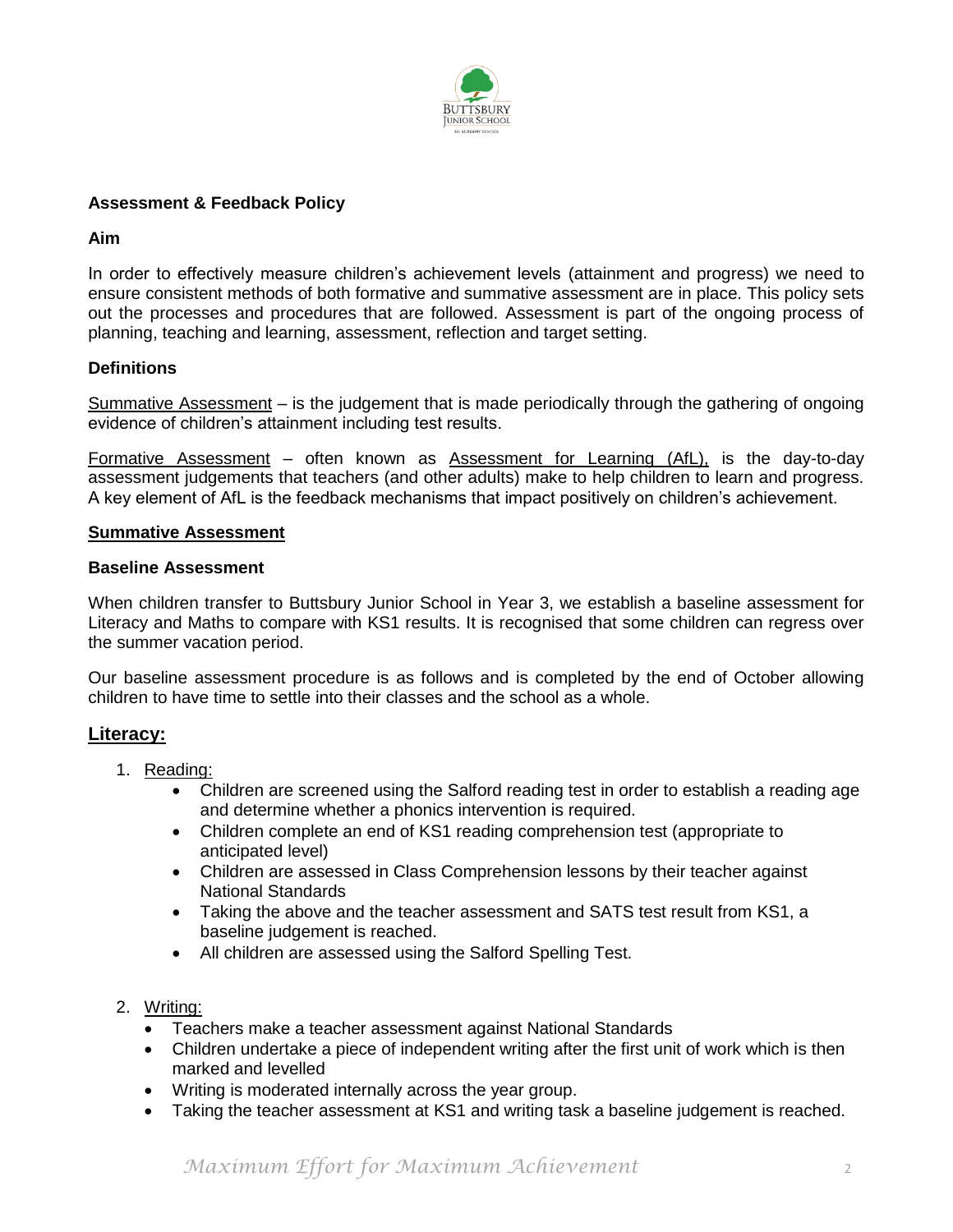**Assessment & Feedback Policy**

**Aim**

In order to effectively measure children's achievement levels (attainment and progress) we need to ensure consistent methods of both formative and summative assessment are in place. This policy sets out the processes and procedures that are followed. Assessment is part of the ongoing process of planning, teaching and learning, assessment, reflection and target setting.

**Definitions**

<u>Summative Assessment</u> – is the judgement that is made periodically through the gathering of ongoing evidence of children's attainment including test results.

<u>Formative Assessment</u> – often known as <u>Assessment for Learning (AfL),</u> is the day-to-day assessment judgements that teachers (and other adults) make to help children to learn and progress. A key element of AfL is the feedback mechanisms that impact positively on children's achievement.

**<u>Summative Assessment</u>**

**Baseline Assessment**

When children transfer to Buttsbury Junior School in Year 3, we establish a baseline assessment for Literacy and Maths to compare with KS1 results. It is recognised that some children can regress over the summer vacation period.

Our baseline assessment procedure is as follows and is completed by the end of October allowing children to have time to settle into their classes and the school as a whole.

## <u>Literacy:</u>

1. <u>Reading:</u>
   - Children are screened using the Salford reading test in order to establish a reading age and determine whether a phonics intervention is required.
   - Children complete an end of KS1 reading comprehension test (appropriate to anticipated level)
   - Children are assessed in Class Comprehension lessons by their teacher against National Standards
   - Taking the above and the teacher assessment and SATS test result from KS1, a baseline judgement is reached.
   - All children are assessed using the Salford Spelling Test.

2. <u>Writing:</u>
   - Teachers make a teacher assessment against National Standards
   - Children undertake a piece of independent writing after the first unit of work which is then marked and levelled
   - Writing is moderated internally across the year group.
   - Taking the teacher assessment at KS1 and writing task a baseline judgement is reached.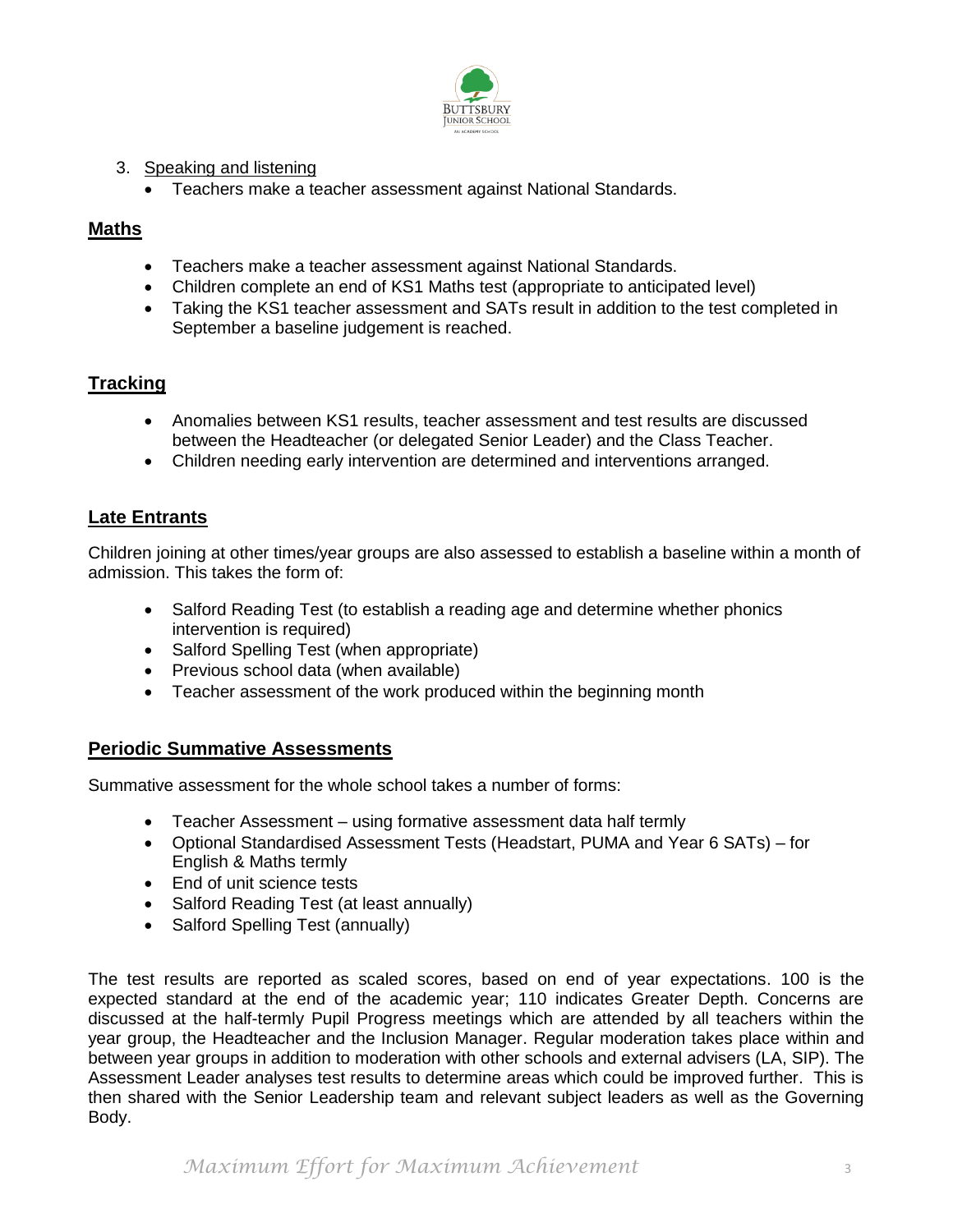3. Speaking and listening
    - Teachers make a teacher assessment against National Standards.

## Maths

- Teachers make a teacher assessment against National Standards.
- Children complete an end of KS1 Maths test (appropriate to anticipated level)
- Taking the KS1 teacher assessment and SATs result in addition to the test completed in September a baseline judgement is reached.

## Tracking

- Anomalies between KS1 results, teacher assessment and test results are discussed between the Headteacher (or delegated Senior Leader) and the Class Teacher.
- Children needing early intervention are determined and interventions arranged.

## Late Entrants

Children joining at other times/year groups are also assessed to establish a baseline within a month of admission. This takes the form of:

- Salford Reading Test (to establish a reading age and determine whether phonics intervention is required)
- Salford Spelling Test (when appropriate)
- Previous school data (when available)
- Teacher assessment of the work produced within the beginning month

## Periodic Summative Assessments

Summative assessment for the whole school takes a number of forms:

- Teacher Assessment – using formative assessment data half termly
- Optional Standardised Assessment Tests (Headstart, PUMA and Year 6 SATs) – for English & Maths termly
- End of unit science tests
- Salford Reading Test (at least annually)
- Salford Spelling Test (annually)

The test results are reported as scaled scores, based on end of year expectations. 100 is the expected standard at the end of the academic year; 110 indicates Greater Depth. Concerns are discussed at the half-termly Pupil Progress meetings which are attended by all teachers within the year group, the Headteacher and the Inclusion Manager. Regular moderation takes place within and between year groups in addition to moderation with other schools and external advisers (LA, SIP). The Assessment Leader analyses test results to determine areas which could be improved further. This is then shared with the Senior Leadership team and relevant subject leaders as well as the Governing Body.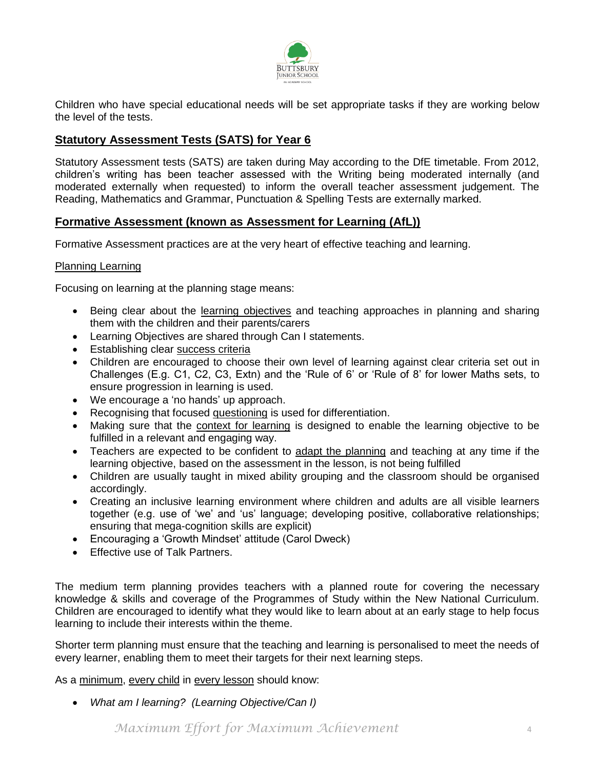Children who have special educational needs will be set appropriate tasks if they are working below the level of the tests.

## Statutory Assessment Tests (SATS) for Year 6

Statutory Assessment tests (SATS) are taken during May according to the DfE timetable. From 2012, children's writing has been teacher assessed with the Writing being moderated internally (and moderated externally when requested) to inform the overall teacher assessment judgement. The Reading, Mathematics and Grammar, Punctuation & Spelling Tests are externally marked.

## Formative Assessment (known as Assessment for Learning (AfL))

Formative Assessment practices are at the very heart of effective teaching and learning.

### Planning Learning

Focusing on learning at the planning stage means:

- Being clear about the learning objectives and teaching approaches in planning and sharing them with the children and their parents/carers
- Learning Objectives are shared through Can I statements.
- Establishing clear success criteria
- Children are encouraged to choose their own level of learning against clear criteria set out in Challenges (E.g. C1, C2, C3, Extn) and the 'Rule of 6' or 'Rule of 8' for lower Maths sets, to ensure progression in learning is used.
- We encourage a 'no hands' up approach.
- Recognising that focused questioning is used for differentiation.
- Making sure that the context for learning is designed to enable the learning objective to be fulfilled in a relevant and engaging way.
- Teachers are expected to be confident to adapt the planning and teaching at any time if the learning objective, based on the assessment in the lesson, is not being fulfilled
- Children are usually taught in mixed ability grouping and the classroom should be organised accordingly.
- Creating an inclusive learning environment where children and adults are all visible learners together (e.g. use of 'we' and 'us' language; developing positive, collaborative relationships; ensuring that mega-cognition skills are explicit)
- Encouraging a 'Growth Mindset' attitude (Carol Dweck)
- Effective use of Talk Partners.

The medium term planning provides teachers with a planned route for covering the necessary knowledge & skills and coverage of the Programmes of Study within the New National Curriculum. Children are encouraged to identify what they would like to learn about at an early stage to help focus learning to include their interests within the theme.

Shorter term planning must ensure that the teaching and learning is personalised to meet the needs of every learner, enabling them to meet their targets for their next learning steps.

As a minimum, every child in every lesson should know:

- *What am I learning? (Learning Objective/Can I)*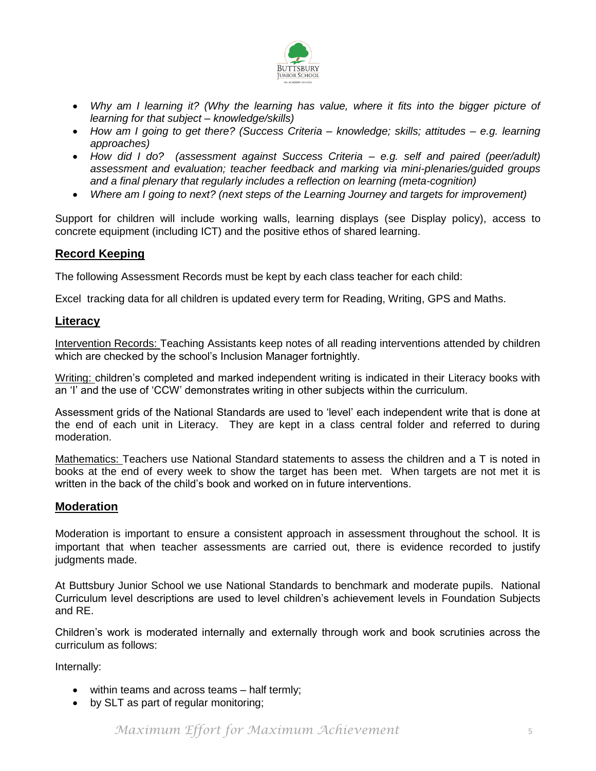- *Why am I learning it? (Why the learning has value, where it fits into the bigger picture of learning for that subject – knowledge/skills)*
- *How am I going to get there? (Success Criteria – knowledge; skills; attitudes – e.g. learning approaches)*
- *How did I do? (assessment against Success Criteria – e.g. self and paired (peer/adult) assessment and evaluation; teacher feedback and marking via mini-plenaries/guided groups and a final plenary that regularly includes a reflection on learning (meta-cognition)*
- *Where am I going to next? (next steps of the Learning Journey and targets for improvement)*

Support for children will include working walls, learning displays (see Display policy), access to concrete equipment (including ICT) and the positive ethos of shared learning.

## Record Keeping

The following Assessment Records must be kept by each class teacher for each child:

Excel tracking data for all children is updated every term for Reading, Writing, GPS and Maths.

## Literacy

Intervention Records: Teaching Assistants keep notes of all reading interventions attended by children which are checked by the school's Inclusion Manager fortnightly.

Writing: children's completed and marked independent writing is indicated in their Literacy books with an 'I' and the use of 'CCW' demonstrates writing in other subjects within the curriculum.

Assessment grids of the National Standards are used to 'level' each independent write that is done at the end of each unit in Literacy. They are kept in a class central folder and referred to during moderation.

Mathematics: Teachers use National Standard statements to assess the children and a T is noted in books at the end of every week to show the target has been met. When targets are not met it is written in the back of the child's book and worked on in future interventions.

## Moderation

Moderation is important to ensure a consistent approach in assessment throughout the school. It is important that when teacher assessments are carried out, there is evidence recorded to justify judgments made.

At Buttsbury Junior School we use National Standards to benchmark and moderate pupils. National Curriculum level descriptions are used to level children's achievement levels in Foundation Subjects and RE.

Children's work is moderated internally and externally through work and book scrutinies across the curriculum as follows:

Internally:

- within teams and across teams – half termly;
- by SLT as part of regular monitoring;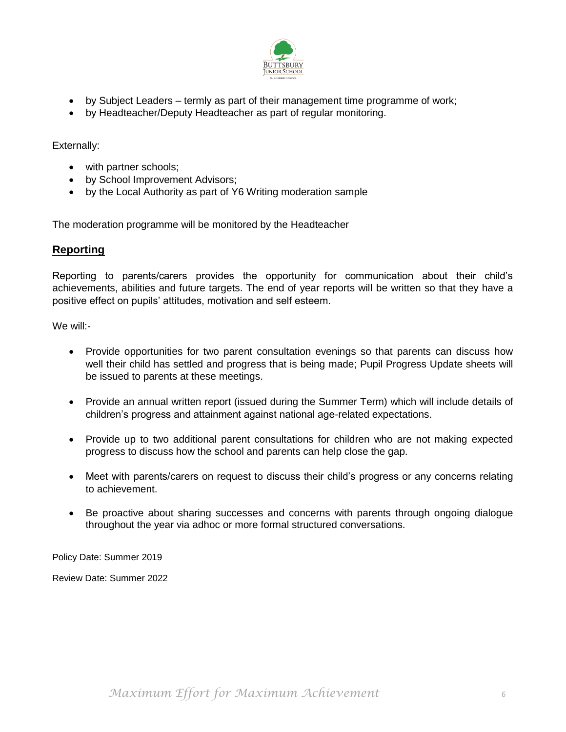- by Subject Leaders – termly as part of their management time programme of work;
- by Headteacher/Deputy Headteacher as part of regular monitoring.

Externally:

- with partner schools;
- by School Improvement Advisors;
- by the Local Authority as part of Y6 Writing moderation sample

The moderation programme will be monitored by the Headteacher

## **Reporting**

Reporting to parents/carers provides the opportunity for communication about their child's achievements, abilities and future targets. The end of year reports will be written so that they have a positive effect on pupils' attitudes, motivation and self esteem.

We will:-

- Provide opportunities for two parent consultation evenings so that parents can discuss how well their child has settled and progress that is being made; Pupil Progress Update sheets will be issued to parents at these meetings.

- Provide an annual written report (issued during the Summer Term) which will include details of children's progress and attainment against national age-related expectations.

- Provide up to two additional parent consultations for children who are not making expected progress to discuss how the school and parents can help close the gap.

- Meet with parents/carers on request to discuss their child's progress or any concerns relating to achievement.

- Be proactive about sharing successes and concerns with parents through ongoing dialogue throughout the year via adhoc or more formal structured conversations.

Policy Date: Summer 2019

Review Date: Summer 2022